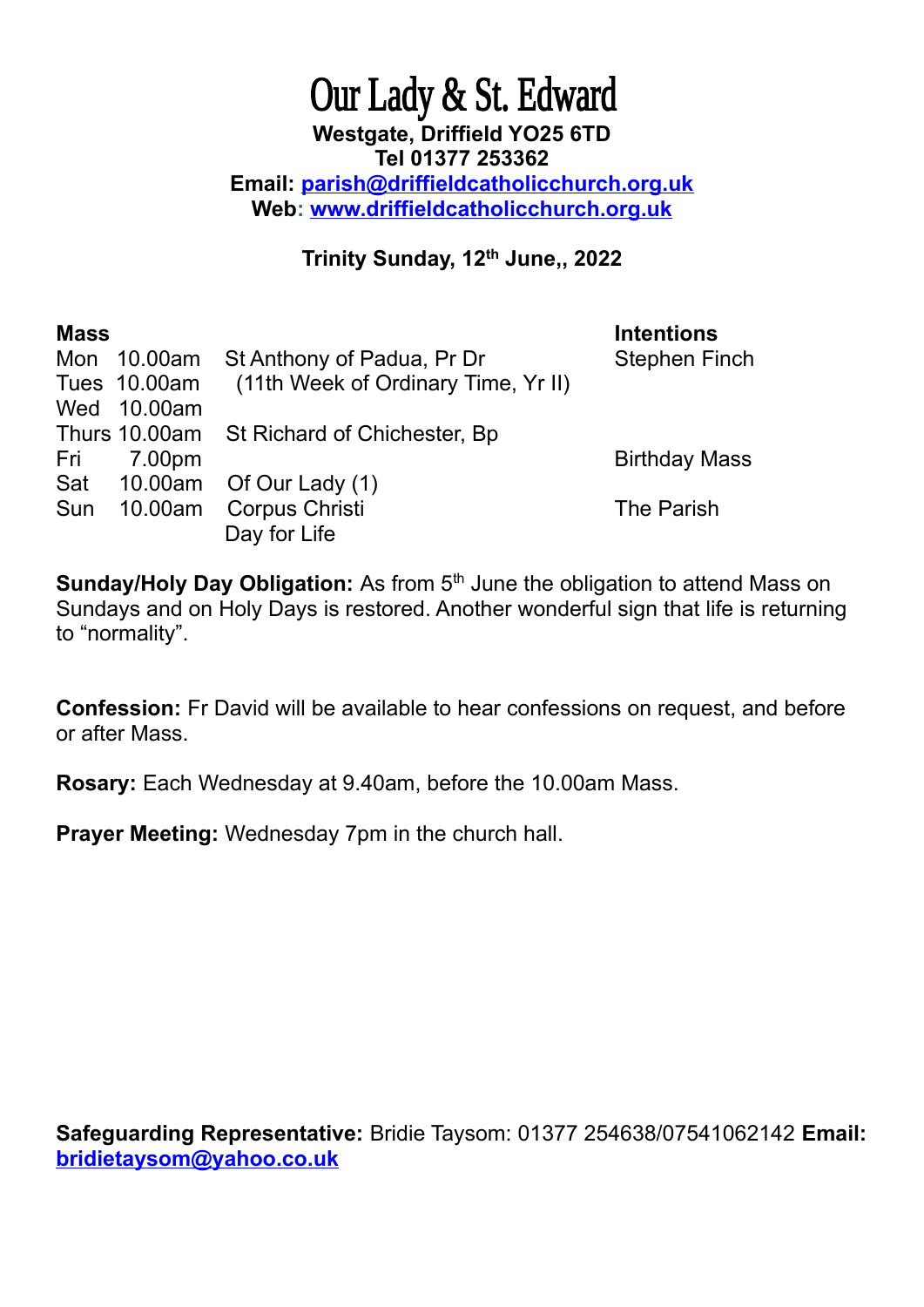# Our Lady & St. Edward

**Westgate, Driffield YO25 6TD**
**Tel 01377 253362**
**Email: parish@driffieldcatholicchurch.org.uk**
**Web: www.driffieldcatholicchurch.org.uk**

**Trinity Sunday, 12th June,, 2022**

| **Mass** | | | **Intentions** |
|---|---|---|---|
| Mon | 10.00am | St Anthony of Padua, Pr Dr | Stephen Finch |
| Tues | 10.00am | (11th Week of Ordinary Time, Yr II) | |
| Wed | 10.00am | | |
| Thurs | 10.00am | St Richard of Chichester, Bp | |
| Fri | 7.00pm | | Birthday Mass |
| Sat | 10.00am | Of Our Lady (1) | |
| Sun | 10.00am | Corpus Christi<br>Day for Life | The Parish |

**Sunday/Holy Day Obligation:** As from 5th June the obligation to attend Mass on Sundays and on Holy Days is restored. Another wonderful sign that life is returning to "normality".

**Confession:** Fr David will be available to hear confessions on request, and before or after Mass.

**Rosary:** Each Wednesday at 9.40am, before the 10.00am Mass.

**Prayer Meeting:** Wednesday 7pm in the church hall.

**Safeguarding Representative:** Bridie Taysom: 01377 254638/07541062142 **Email:** bridietaysom@yahoo.co.uk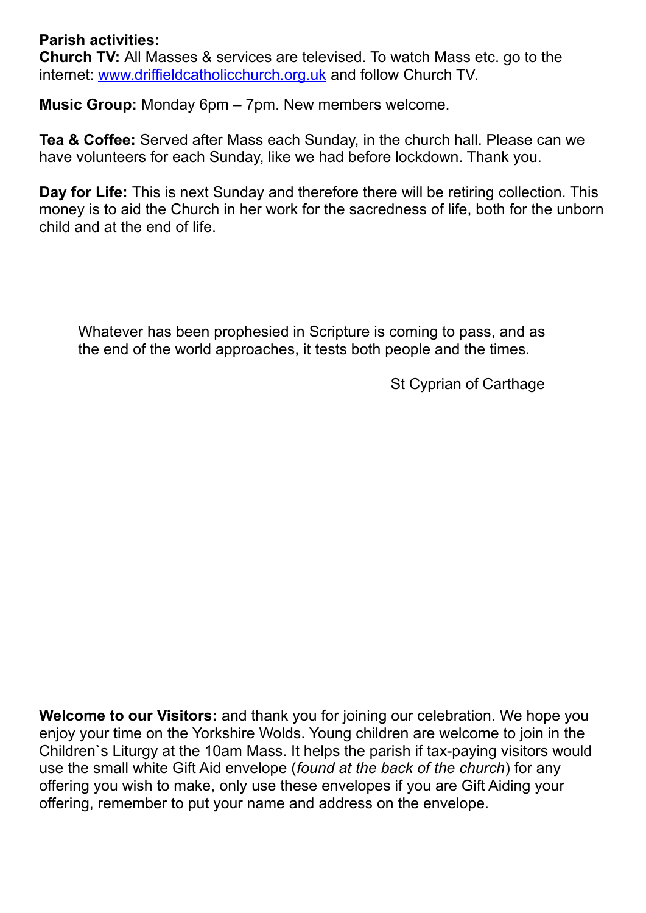**Parish activities:**

**Church TV:** All Masses & services are televised. To watch Mass etc. go to the internet: [www.driffieldcatholicchurch.org.uk](http://www.driffieldcatholicchurch.org.uk) and follow Church TV.

**Music Group:** Monday 6pm – 7pm. New members welcome.

**Tea & Coffee:** Served after Mass each Sunday, in the church hall. Please can we have volunteers for each Sunday, like we had before lockdown. Thank you.

**Day for Life:** This is next Sunday and therefore there will be retiring collection. This money is to aid the Church in her work for the sacredness of life, both for the unborn child and at the end of life.

> Whatever has been prophesied in Scripture is coming to pass, and as the end of the world approaches, it tests both people and the times.
>
> St Cyprian of Carthage

**Welcome to our Visitors:** and thank you for joining our celebration. We hope you enjoy your time on the Yorkshire Wolds. Young children are welcome to join in the Children`s Liturgy at the 10am Mass. It helps the parish if tax-paying visitors would use the small white Gift Aid envelope (*found at the back of the church*) for any offering you wish to make, <u>only</u> use these envelopes if you are Gift Aiding your offering, remember to put your name and address on the envelope.